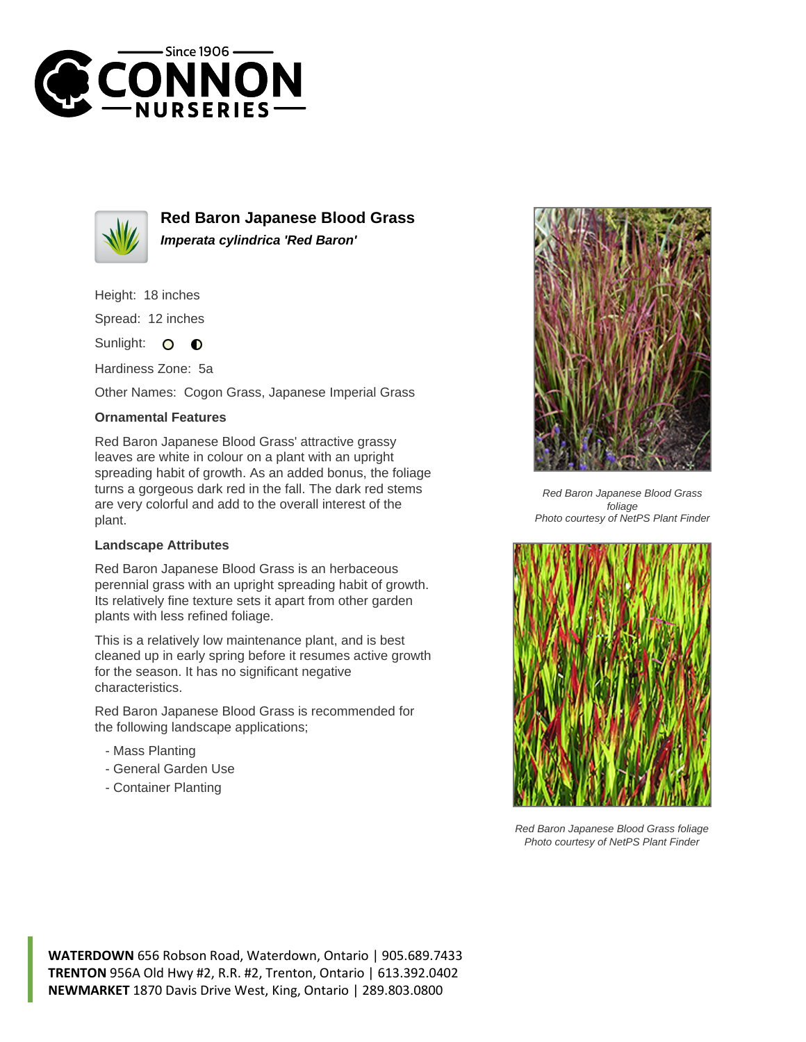# Red Baron Japanese Blood Grass

***Imperata cylindrica 'Red Baron'***

Height: 18 inches

Spread: 12 inches

Sunlight:

Hardiness Zone: 5a

Other Names: Cogon Grass, Japanese Imperial Grass

### Ornamental Features

Red Baron Japanese Blood Grass' attractive grassy leaves are white in colour on a plant with an upright spreading habit of growth. As an added bonus, the foliage turns a gorgeous dark red in the fall. The dark red stems are very colorful and add to the overall interest of the plant.

### Landscape Attributes

Red Baron Japanese Blood Grass is an herbaceous perennial grass with an upright spreading habit of growth. Its relatively fine texture sets it apart from other garden plants with less refined foliage.

This is a relatively low maintenance plant, and is best cleaned up in early spring before it resumes active growth for the season. It has no significant negative characteristics.

Red Baron Japanese Blood Grass is recommended for the following landscape applications;

- Mass Planting
- General Garden Use
- Container Planting

*Red Baron Japanese Blood Grass foliage*
*Photo courtesy of NetPS Plant Finder*

*Red Baron Japanese Blood Grass foliage*
*Photo courtesy of NetPS Plant Finder*

**WATERDOWN** 656 Robson Road, Waterdown, Ontario | 905.689.7433
**TRENTON** 956A Old Hwy #2, R.R. #2, Trenton, Ontario | 613.392.0402
**NEWMARKET** 1870 Davis Drive West, King, Ontario | 289.803.0800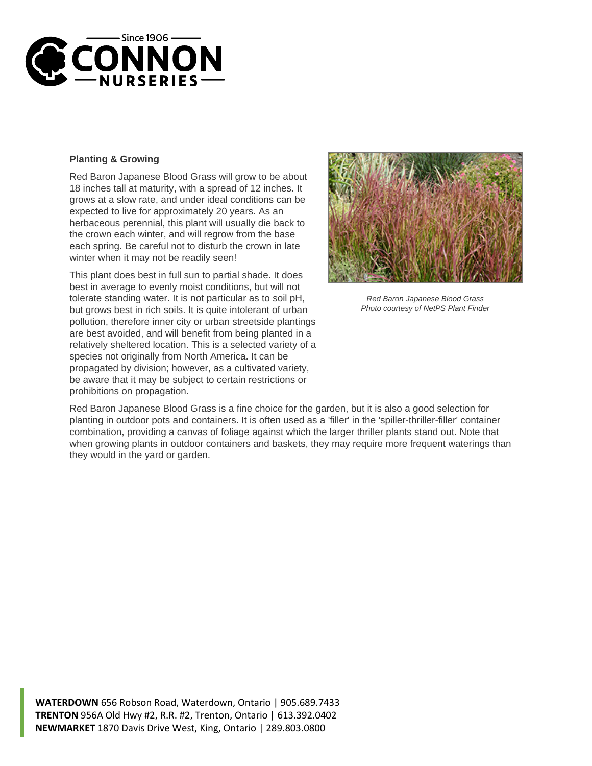### Planting & Growing

Red Baron Japanese Blood Grass will grow to be about 18 inches tall at maturity, with a spread of 12 inches. It grows at a slow rate, and under ideal conditions can be expected to live for approximately 20 years. As an herbaceous perennial, this plant will usually die back to the crown each winter, and will regrow from the base each spring. Be careful not to disturb the crown in late winter when it may not be readily seen!

This plant does best in full sun to partial shade. It does best in average to evenly moist conditions, but will not tolerate standing water. It is not particular as to soil pH, but grows best in rich soils. It is quite intolerant of urban pollution, therefore inner city or urban streetside plantings are best avoided, and will benefit from being planted in a relatively sheltered location. This is a selected variety of a species not originally from North America. It can be propagated by division; however, as a cultivated variety, be aware that it may be subject to certain restrictions or prohibitions on propagation.

*Red Baron Japanese Blood Grass*
*Photo courtesy of NetPS Plant Finder*

Red Baron Japanese Blood Grass is a fine choice for the garden, but it is also a good selection for planting in outdoor pots and containers. It is often used as a 'filler' in the 'spiller-thriller-filler' container combination, providing a canvas of foliage against which the larger thriller plants stand out. Note that when growing plants in outdoor containers and baskets, they may require more frequent waterings than they would in the yard or garden.